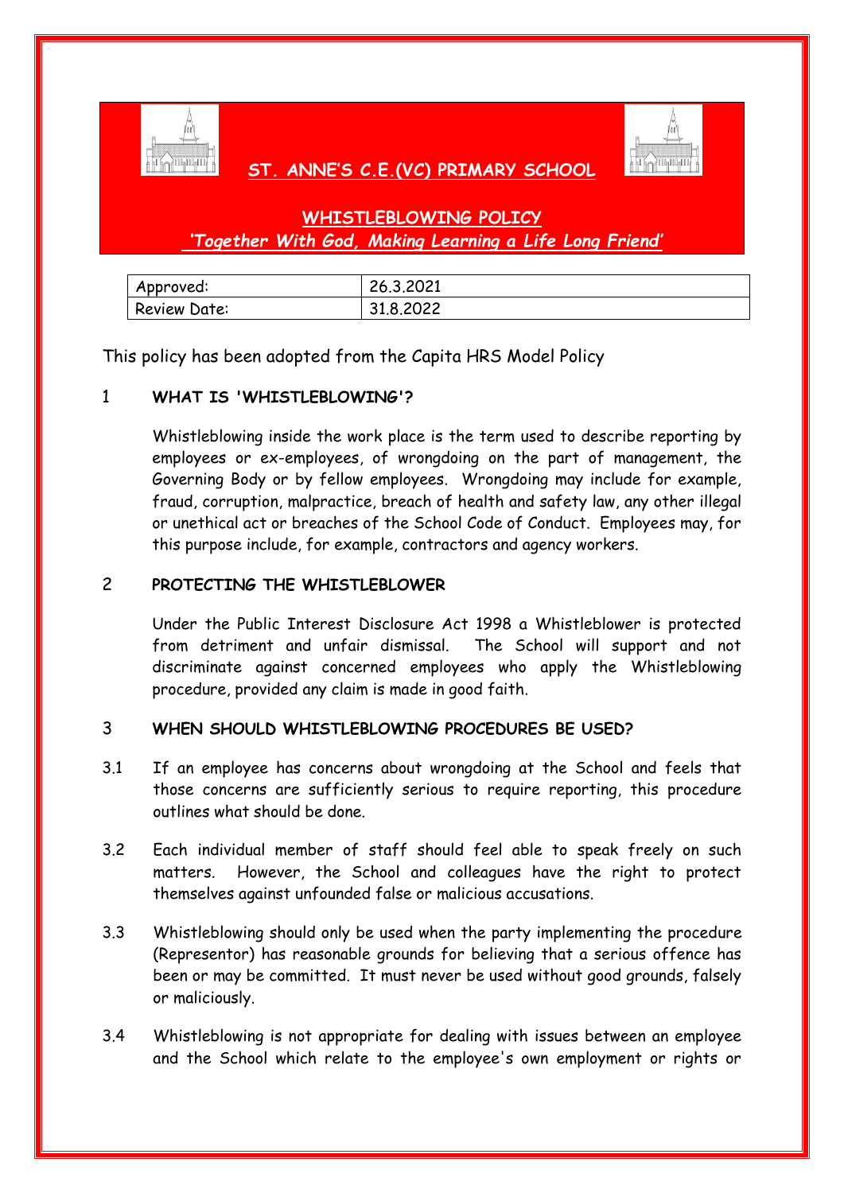# ST. ANNE'S C.E.(VC) PRIMARY SCHOOL

## WHISTLEBLOWING POLICY

***'Together With God, Making Learning a Life Long Friend'***

| Approved: | 26.3.2021 |
|---|---|
| Review Date: | 31.8.2022 |

This policy has been adopted from the Capita HRS Model Policy

## 1 WHAT IS 'WHISTLEBLOWING'?

Whistleblowing inside the work place is the term used to describe reporting by employees or ex-employees, of wrongdoing on the part of management, the Governing Body or by fellow employees. Wrongdoing may include for example, fraud, corruption, malpractice, breach of health and safety law, any other illegal or unethical act or breaches of the School Code of Conduct. Employees may, for this purpose include, for example, contractors and agency workers.

## 2 PROTECTING THE WHISTLEBLOWER

Under the Public Interest Disclosure Act 1998 a Whistleblower is protected from detriment and unfair dismissal. The School will support and not discriminate against concerned employees who apply the Whistleblowing procedure, provided any claim is made in good faith.

## 3 WHEN SHOULD WHISTLEBLOWING PROCEDURES BE USED?

3.1 If an employee has concerns about wrongdoing at the School and feels that those concerns are sufficiently serious to require reporting, this procedure outlines what should be done.

3.2 Each individual member of staff should feel able to speak freely on such matters. However, the School and colleagues have the right to protect themselves against unfounded false or malicious accusations.

3.3 Whistleblowing should only be used when the party implementing the procedure (Representor) has reasonable grounds for believing that a serious offence has been or may be committed. It must never be used without good grounds, falsely or maliciously.

3.4 Whistleblowing is not appropriate for dealing with issues between an employee and the School which relate to the employee's own employment or rights or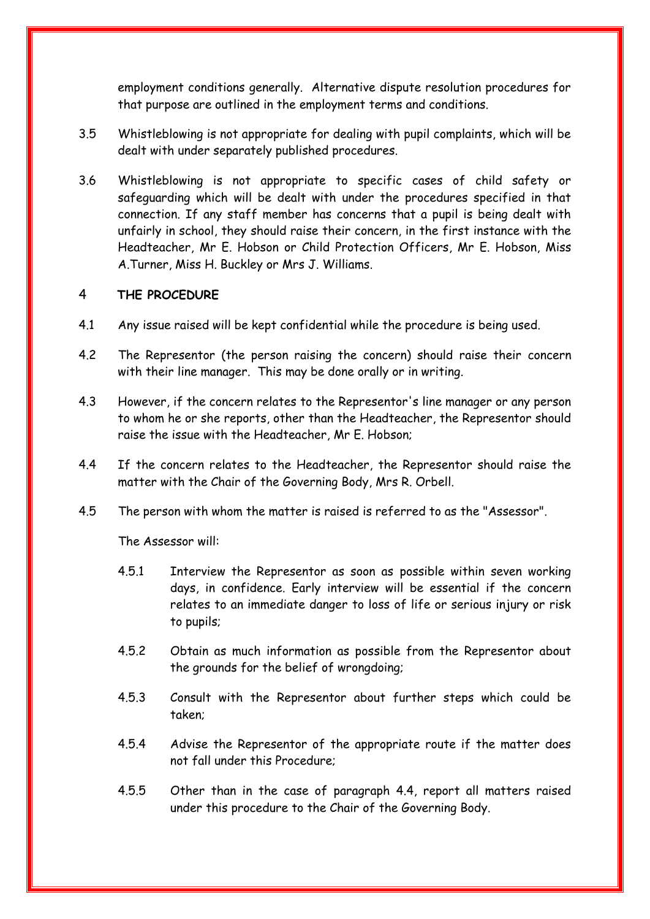employment conditions generally. Alternative dispute resolution procedures for that purpose are outlined in the employment terms and conditions.

3.5 Whistleblowing is not appropriate for dealing with pupil complaints, which will be dealt with under separately published procedures.

3.6 Whistleblowing is not appropriate to specific cases of child safety or safeguarding which will be dealt with under the procedures specified in that connection. If any staff member has concerns that a pupil is being dealt with unfairly in school, they should raise their concern, in the first instance with the Headteacher, Mr E. Hobson or Child Protection Officers, Mr E. Hobson, Miss A.Turner, Miss H. Buckley or Mrs J. Williams.

## 4 THE PROCEDURE

4.1 Any issue raised will be kept confidential while the procedure is being used.

4.2 The Representor (the person raising the concern) should raise their concern with their line manager. This may be done orally or in writing.

4.3 However, if the concern relates to the Representor's line manager or any person to whom he or she reports, other than the Headteacher, the Representor should raise the issue with the Headteacher, Mr E. Hobson;

4.4 If the concern relates to the Headteacher, the Representor should raise the matter with the Chair of the Governing Body, Mrs R. Orbell.

4.5 The person with whom the matter is raised is referred to as the "Assessor".

The Assessor will:

4.5.1 Interview the Representor as soon as possible within seven working days, in confidence. Early interview will be essential if the concern relates to an immediate danger to loss of life or serious injury or risk to pupils;

4.5.2 Obtain as much information as possible from the Representor about the grounds for the belief of wrongdoing;

4.5.3 Consult with the Representor about further steps which could be taken;

4.5.4 Advise the Representor of the appropriate route if the matter does not fall under this Procedure;

4.5.5 Other than in the case of paragraph 4.4, report all matters raised under this procedure to the Chair of the Governing Body.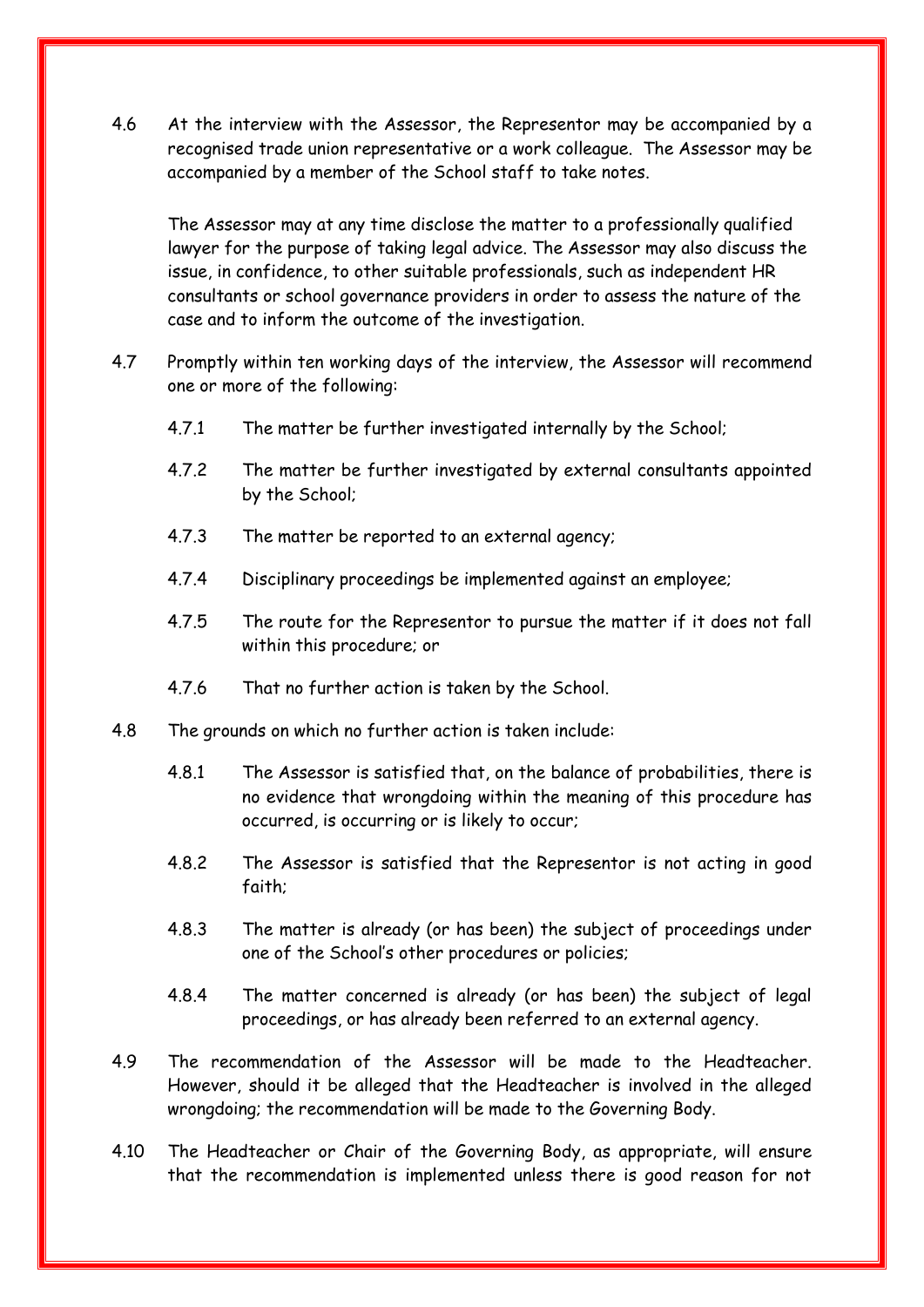4.6 At the interview with the Assessor, the Representor may be accompanied by a recognised trade union representative or a work colleague. The Assessor may be accompanied by a member of the School staff to take notes.

The Assessor may at any time disclose the matter to a professionally qualified lawyer for the purpose of taking legal advice. The Assessor may also discuss the issue, in confidence, to other suitable professionals, such as independent HR consultants or school governance providers in order to assess the nature of the case and to inform the outcome of the investigation.

4.7 Promptly within ten working days of the interview, the Assessor will recommend one or more of the following:

4.7.1 The matter be further investigated internally by the School;

4.7.2 The matter be further investigated by external consultants appointed by the School;

4.7.3 The matter be reported to an external agency;

4.7.4 Disciplinary proceedings be implemented against an employee;

4.7.5 The route for the Representor to pursue the matter if it does not fall within this procedure; or

4.7.6 That no further action is taken by the School.

4.8 The grounds on which no further action is taken include:

4.8.1 The Assessor is satisfied that, on the balance of probabilities, there is no evidence that wrongdoing within the meaning of this procedure has occurred, is occurring or is likely to occur;

4.8.2 The Assessor is satisfied that the Representor is not acting in good faith;

4.8.3 The matter is already (or has been) the subject of proceedings under one of the School's other procedures or policies;

4.8.4 The matter concerned is already (or has been) the subject of legal proceedings, or has already been referred to an external agency.

4.9 The recommendation of the Assessor will be made to the Headteacher. However, should it be alleged that the Headteacher is involved in the alleged wrongdoing; the recommendation will be made to the Governing Body.

4.10 The Headteacher or Chair of the Governing Body, as appropriate, will ensure that the recommendation is implemented unless there is good reason for not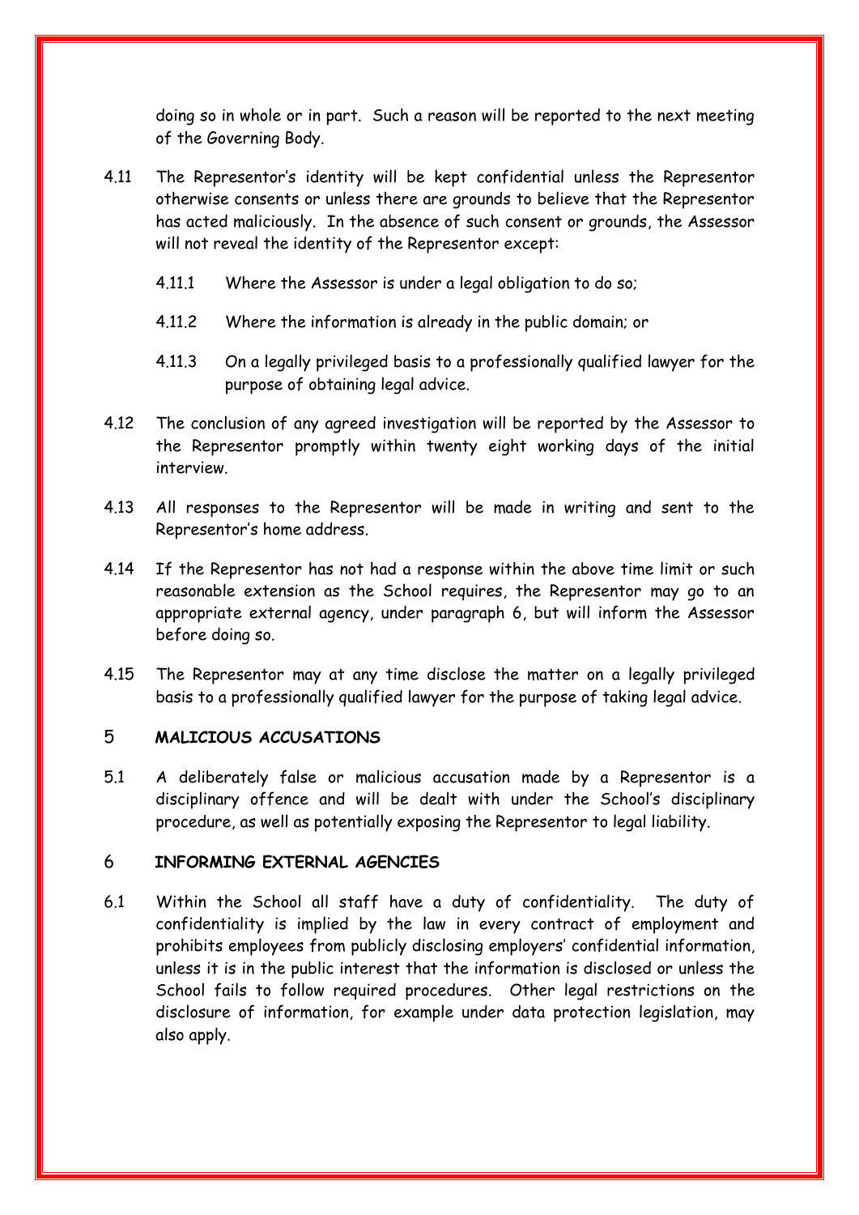doing so in whole or in part. Such a reason will be reported to the next meeting of the Governing Body.

4.11 The Representor's identity will be kept confidential unless the Representor otherwise consents or unless there are grounds to believe that the Representor has acted maliciously. In the absence of such consent or grounds, the Assessor will not reveal the identity of the Representor except:

4.11.1 Where the Assessor is under a legal obligation to do so;

4.11.2 Where the information is already in the public domain; or

4.11.3 On a legally privileged basis to a professionally qualified lawyer for the purpose of obtaining legal advice.

4.12 The conclusion of any agreed investigation will be reported by the Assessor to the Representor promptly within twenty eight working days of the initial interview.

4.13 All responses to the Representor will be made in writing and sent to the Representor's home address.

4.14 If the Representor has not had a response within the above time limit or such reasonable extension as the School requires, the Representor may go to an appropriate external agency, under paragraph 6, but will inform the Assessor before doing so.

4.15 The Representor may at any time disclose the matter on a legally privileged basis to a professionally qualified lawyer for the purpose of taking legal advice.

## 5 MALICIOUS ACCUSATIONS

5.1 A deliberately false or malicious accusation made by a Representor is a disciplinary offence and will be dealt with under the School's disciplinary procedure, as well as potentially exposing the Representor to legal liability.

## 6 INFORMING EXTERNAL AGENCIES

6.1 Within the School all staff have a duty of confidentiality. The duty of confidentiality is implied by the law in every contract of employment and prohibits employees from publicly disclosing employers' confidential information, unless it is in the public interest that the information is disclosed or unless the School fails to follow required procedures. Other legal restrictions on the disclosure of information, for example under data protection legislation, may also apply.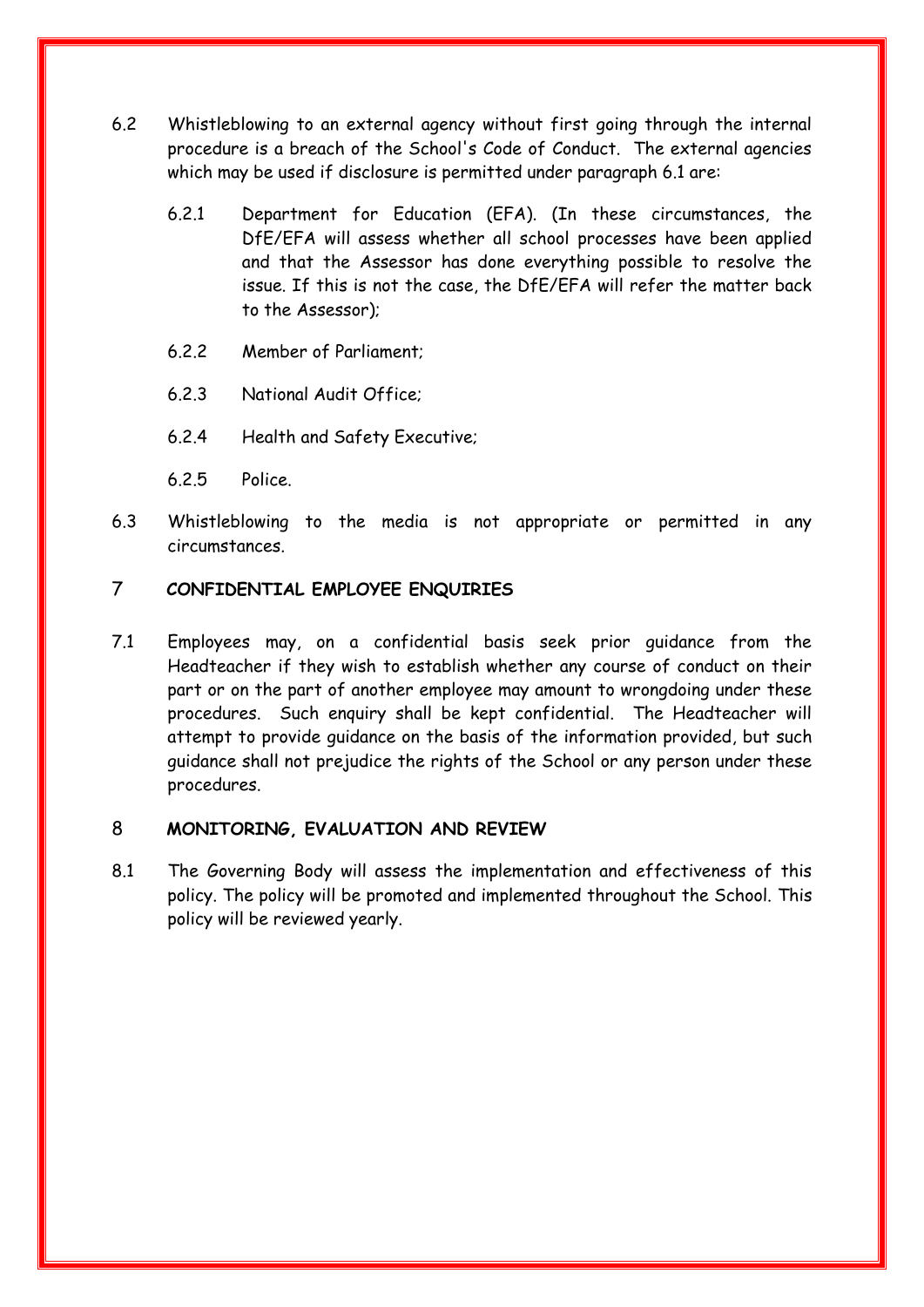6.2 Whistleblowing to an external agency without first going through the internal procedure is a breach of the School's Code of Conduct. The external agencies which may be used if disclosure is permitted under paragraph 6.1 are:

6.2.1 Department for Education (EFA). (In these circumstances, the DfE/EFA will assess whether all school processes have been applied and that the Assessor has done everything possible to resolve the issue. If this is not the case, the DfE/EFA will refer the matter back to the Assessor);

6.2.2 Member of Parliament;

6.2.3 National Audit Office;

6.2.4 Health and Safety Executive;

6.2.5 Police.

6.3 Whistleblowing to the media is not appropriate or permitted in any circumstances.

## 7 CONFIDENTIAL EMPLOYEE ENQUIRIES

7.1 Employees may, on a confidential basis seek prior guidance from the Headteacher if they wish to establish whether any course of conduct on their part or on the part of another employee may amount to wrongdoing under these procedures. Such enquiry shall be kept confidential. The Headteacher will attempt to provide guidance on the basis of the information provided, but such guidance shall not prejudice the rights of the School or any person under these procedures.

## 8 MONITORING, EVALUATION AND REVIEW

8.1 The Governing Body will assess the implementation and effectiveness of this policy. The policy will be promoted and implemented throughout the School. This policy will be reviewed yearly.